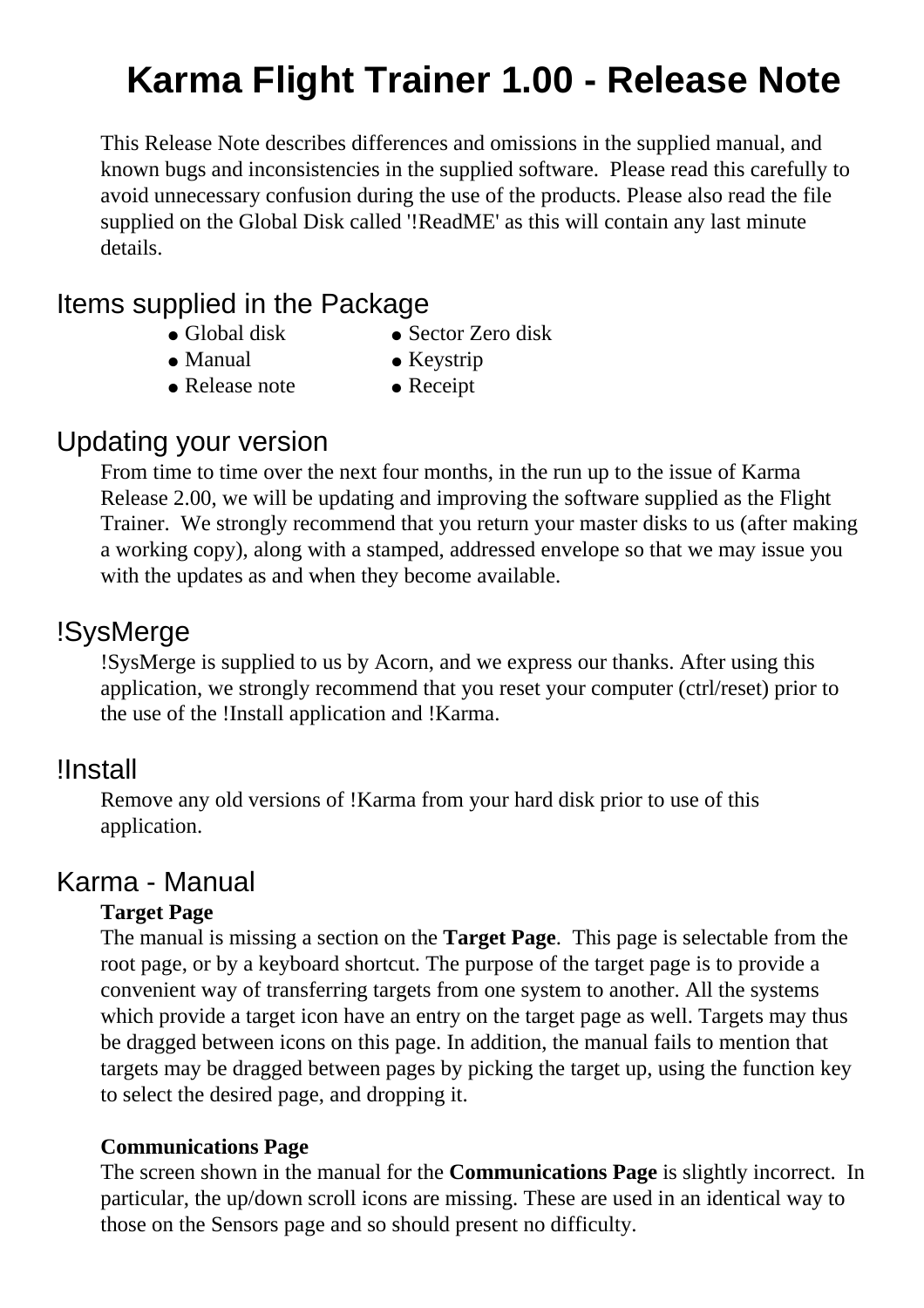# Karma Flight Trainer 1.00 - Release Note

This Release Note describes differences and omissions in the supplied manual, and known bugs and inconsistencies in the supplied software. Please read this carefully to avoid unnecessary confusion during the use of the products. Please also read the file supplied on the Global Disk called '!ReadME' as this will contain any last minute details.

## Items supplied in the Package

- Global disk
- Sector Zero disk
- Manual
- Keystrip
- Release note
- Receipt

## Updating your version

From time to time over the next four months, in the run up to the issue of Karma Release 2.00, we will be updating and improving the software supplied as the Flight Trainer. We strongly recommend that you return your master disks to us (after making a working copy), along with a stamped, addressed envelope so that we may issue you with the updates as and when they become available.

## !SysMerge

!SysMerge is supplied to us by Acorn, and we express our thanks. After using this application, we strongly recommend that you reset your computer (ctrl/reset) prior to the use of the !Install application and !Karma.

## !Install

Remove any old versions of !Karma from your hard disk prior to use of this application.

## Karma - Manual

**Target Page**
The manual is missing a section on the **Target Page**. This page is selectable from the root page, or by a keyboard shortcut. The purpose of the target page is to provide a convenient way of transferring targets from one system to another. All the systems which provide a target icon have an entry on the target page as well. Targets may thus be dragged between icons on this page. In addition, the manual fails to mention that targets may be dragged between pages by picking the target up, using the function key to select the desired page, and dropping it.

**Communications Page**
The screen shown in the manual for the **Communications Page** is slightly incorrect. In particular, the up/down scroll icons are missing. These are used in an identical way to those on the Sensors page and so should present no difficulty.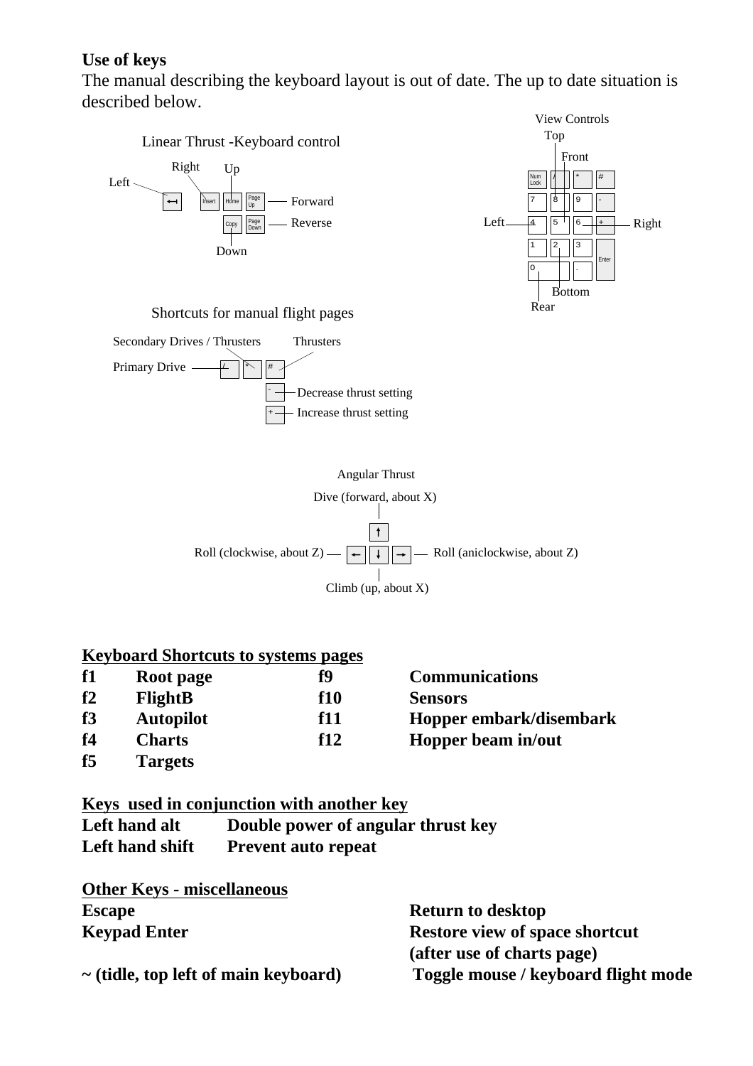**Use of keys**

The manual describing the keyboard layout is out of date. The up to date situation is described below.

Linear Thrust -Keyboard control

- Left — ⟷ (Tab)
- Right — Insert
- Up — Home
- Forward — Page Up
- Reverse — Page Down
- Down — Copy

View Controls

- Top — 8
- Front — 5
- Left — 4
- Right — 6
- Bottom — 2
- Rear — 0

Shortcuts for manual flight pages

- Primary Drive — /
- Secondary Drives / Thrusters — *
- Thrusters — #
- Decrease thrust setting — -
- Increase thrust setting — +

Angular Thrust

- Dive (forward, about X) — ↑
- Climb (up, about X) — ↓
- Roll (clockwise, about Z) — ←
- Roll (aniclockwise, about Z) — →

**Keyboard Shortcuts to systems pages**

| | | | |
|---|---|---|---|
| **f1** | **Root page** | **f9** | **Communications** |
| **f2** | **FlightB** | **f10** | **Sensors** |
| **f3** | **Autopilot** | **f11** | **Hopper embark/disembark** |
| **f4** | **Charts** | **f12** | **Hopper beam in/out** |
| **f5** | **Targets** | | |

**Keys used in conjunction with another key**

| | |
|---|---|
| **Left hand alt** | **Double power of angular thrust key** |
| **Left hand shift** | **Prevent auto repeat** |

**Other Keys - miscellaneous**

| | |
|---|---|
| **Escape** | **Return to desktop** |
| **Keypad Enter** | **Restore view of space shortcut (after use of charts page)** |
| **~ (tidle, top left of main keyboard)** | **Toggle mouse / keyboard flight mode** |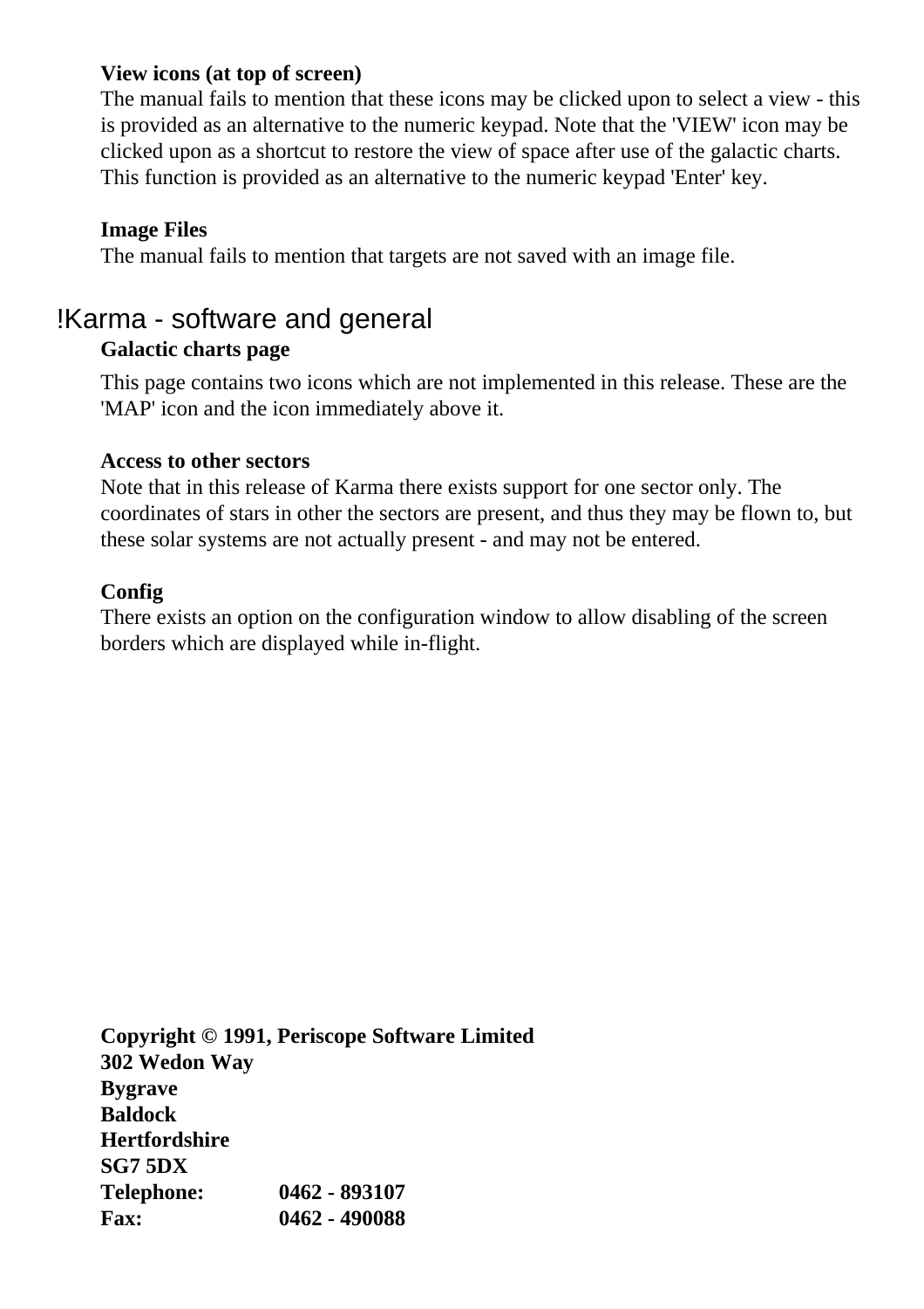**View icons (at top of screen)**
The manual fails to mention that these icons may be clicked upon to select a view - this is provided as an alternative to the numeric keypad. Note that the 'VIEW' icon may be clicked upon as a shortcut to restore the view of space after use of the galactic charts. This function is provided as an alternative to the numeric keypad 'Enter' key.

**Image Files**
The manual fails to mention that targets are not saved with an image file.

## !Karma - software and general

**Galactic charts page**

This page contains two icons which are not implemented in this release. These are the 'MAP' icon and the icon immediately above it.

**Access to other sectors**
Note that in this release of Karma there exists support for one sector only. The coordinates of stars in other the sectors are present, and thus they may be flown to, but these solar systems are not actually present - and may not be entered.

**Config**
There exists an option on the configuration window to allow disabling of the screen borders which are displayed while in-flight.

**Copyright © 1991, Periscope Software Limited**
**302 Wedon Way**
**Bygrave**
**Baldock**
**Hertfordshire**
**SG7 5DX**
**Telephone: 0462 - 893107**
**Fax: 0462 - 490088**